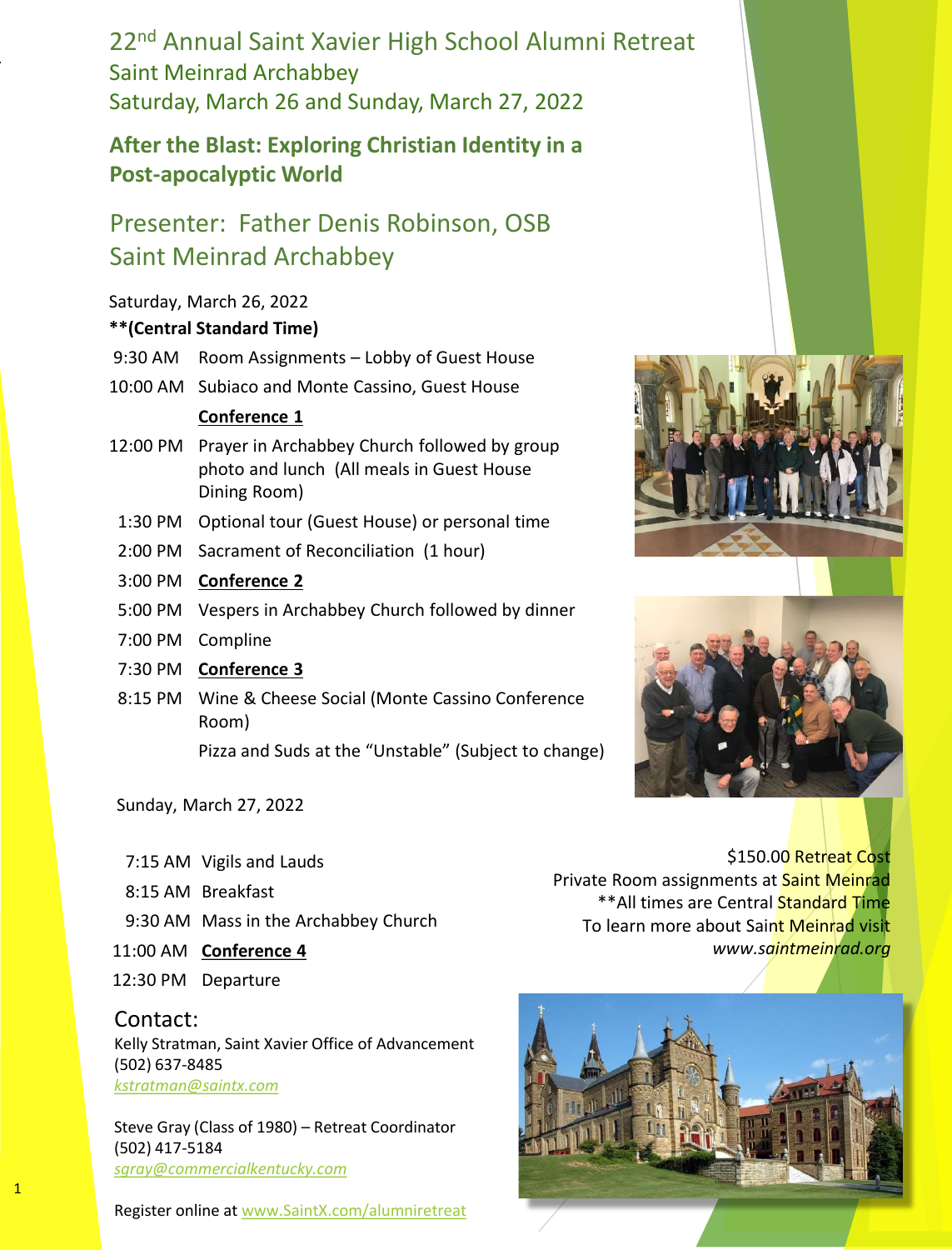# 22nd Annual Saint Xavier High School Alumni Retreat

## Saint Meinrad Archabbey

## Saturday, March 26 and Sunday, March 27, 2022

## **After the Blast: Exploring Christian Identity in a Post-apocalyptic World**

## Presenter: Father Denis Robinson, OSB
## Saint Meinrad Archabbey

Saturday, March 26, 2022

**\*\*(Central Standard Time)**

| | |
|---|---|
| 9:30 AM | Room Assignments – Lobby of Guest House |
| 10:00 AM | Subiaco and Monte Cassino, Guest House |
| | **Conference 1** |
| 12:00 PM | Prayer in Archabbey Church followed by group photo and lunch (All meals in Guest House Dining Room) |
| 1:30 PM | Optional tour (Guest House) or personal time |
| 2:00 PM | Sacrament of Reconciliation (1 hour) |
| 3:00 PM | **Conference 2** |
| 5:00 PM | Vespers in Archabbey Church followed by dinner |
| 7:00 PM | Compline |
| 7:30 PM | **Conference 3** |
| 8:15 PM | Wine & Cheese Social (Monte Cassino Conference Room) |
| | Pizza and Suds at the "Unstable" (Subject to change) |

Sunday, March 27, 2022

| | |
|---|---|
| 7:15 AM | Vigils and Lauds |
| 8:15 AM | Breakfast |
| 9:30 AM | Mass in the Archabbey Church |
| 11:00 AM | **Conference 4** |
| 12:30 PM | Departure |

$150.00 Retreat Cost
Private Room assignments at Saint Meinrad
\*\*All times are Central Standard Time
To learn more about Saint Meinrad visit
*www.saintmeinrad.org*

## Contact:

Kelly Stratman, Saint Xavier Office of Advancement
(502) 637-8485
*kstratman@saintx.com*

Steve Gray (Class of 1980) – Retreat Coordinator
(502) 417-5184
*sgray@commercialkentucky.com*

Register online at www.SaintX.com/alumniretreat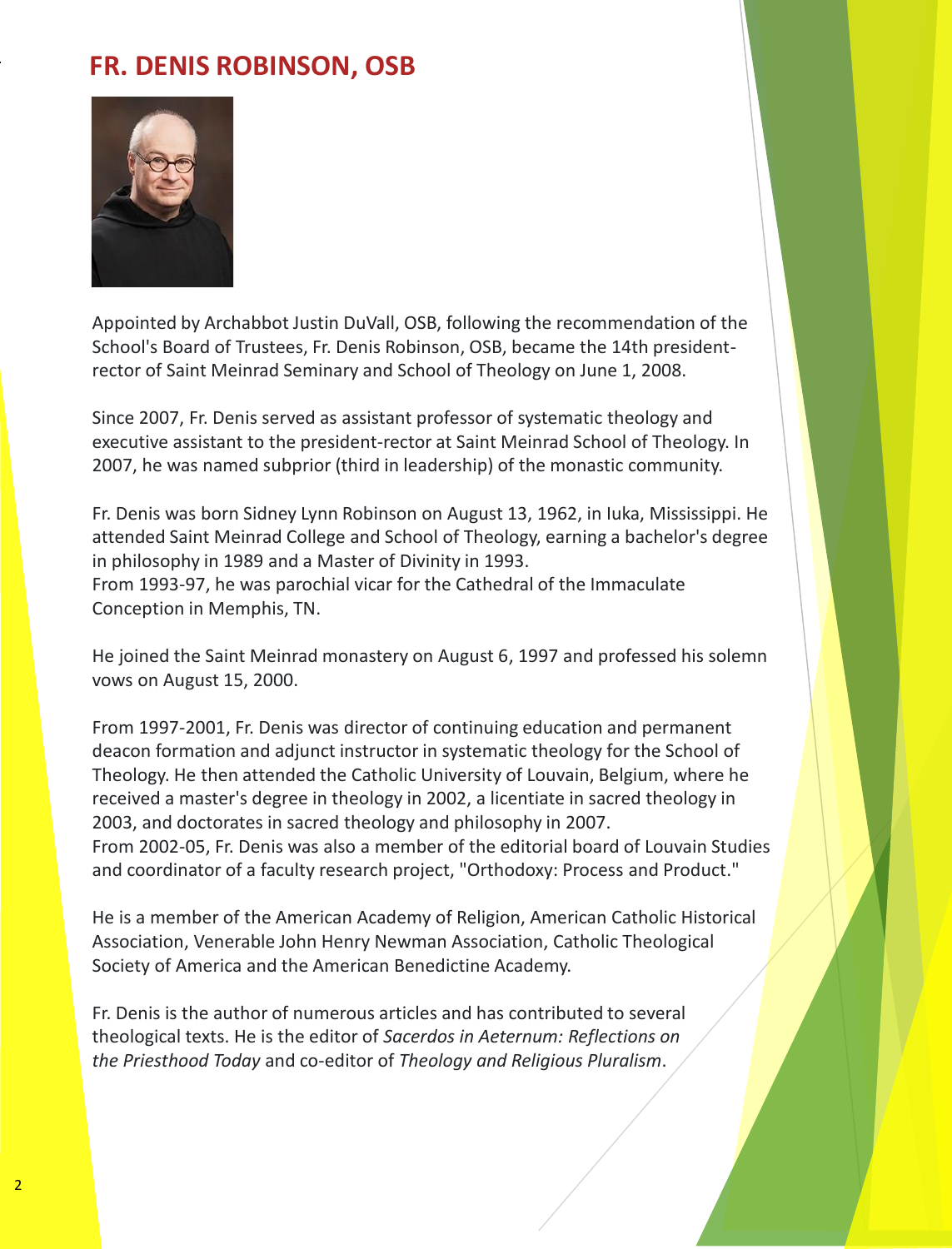# FR. DENIS ROBINSON, OSB

Appointed by Archabbot Justin DuVall, OSB, following the recommendation of the School's Board of Trustees, Fr. Denis Robinson, OSB, became the 14th president-rector of Saint Meinrad Seminary and School of Theology on June 1, 2008.

Since 2007, Fr. Denis served as assistant professor of systematic theology and executive assistant to the president-rector at Saint Meinrad School of Theology. In 2007, he was named subprior (third in leadership) of the monastic community.

Fr. Denis was born Sidney Lynn Robinson on August 13, 1962, in Iuka, Mississippi. He attended Saint Meinrad College and School of Theology, earning a bachelor's degree in philosophy in 1989 and a Master of Divinity in 1993.
From 1993-97, he was parochial vicar for the Cathedral of the Immaculate Conception in Memphis, TN.

He joined the Saint Meinrad monastery on August 6, 1997 and professed his solemn vows on August 15, 2000.

From 1997-2001, Fr. Denis was director of continuing education and permanent deacon formation and adjunct instructor in systematic theology for the School of Theology. He then attended the Catholic University of Louvain, Belgium, where he received a master's degree in theology in 2002, a licentiate in sacred theology in 2003, and doctorates in sacred theology and philosophy in 2007.
From 2002-05, Fr. Denis was also a member of the editorial board of Louvain Studies and coordinator of a faculty research project, "Orthodoxy: Process and Product."

He is a member of the American Academy of Religion, American Catholic Historical Association, Venerable John Henry Newman Association, Catholic Theological Society of America and the American Benedictine Academy.

Fr. Denis is the author of numerous articles and has contributed to several theological texts. He is the editor of *Sacerdos in Aeternum: Reflections on the Priesthood Today* and co-editor of *Theology and Religious Pluralism*.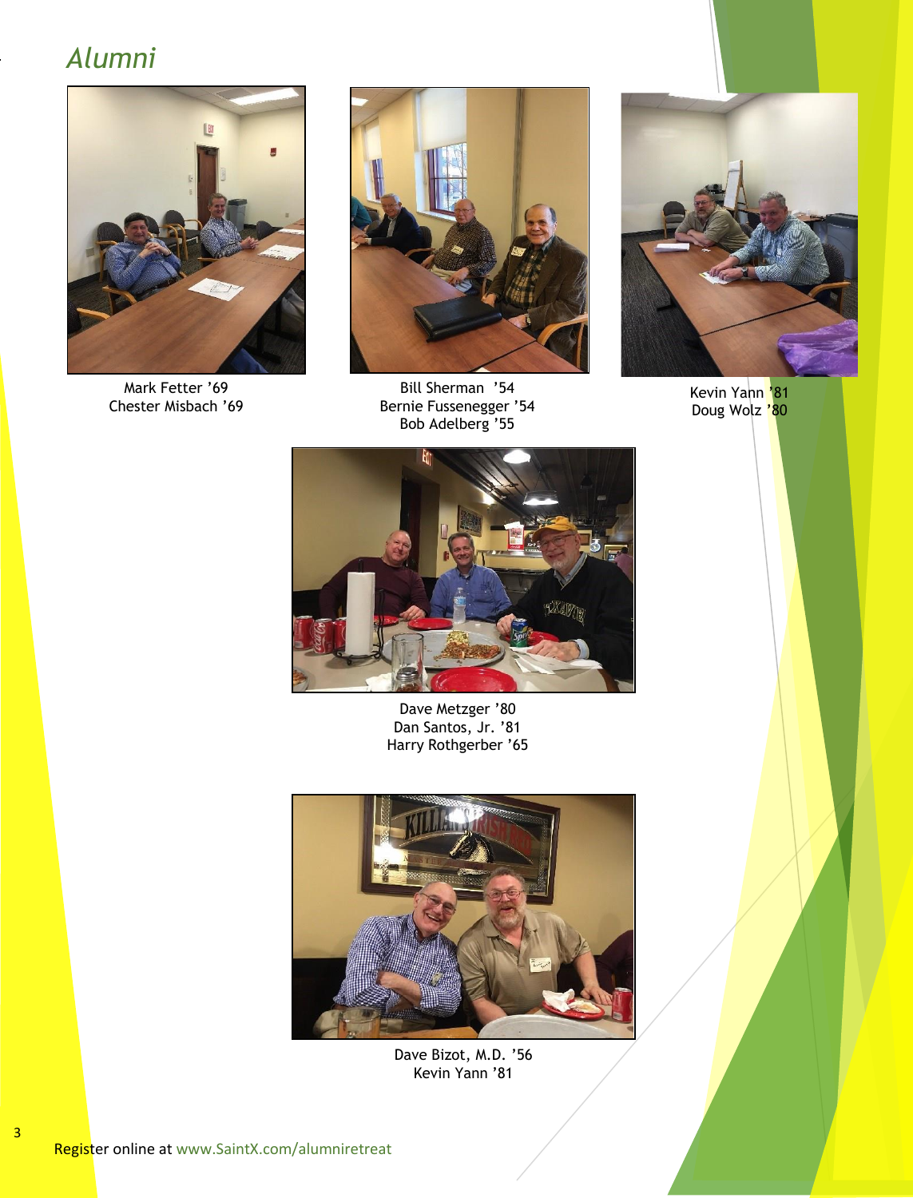## *Alumni*

Mark Fetter '69
Chester Misbach '69

Bill Sherman '54
Bernie Fussenegger '54
Bob Adelberg '55

Kevin Yann '81
Doug Wolz '80

Dave Metzger '80
Dan Santos, Jr. '81
Harry Rothgerber '65

Dave Bizot, M.D. '56
Kevin Yann '81

Register online at www.SaintX.com/alumniretreat